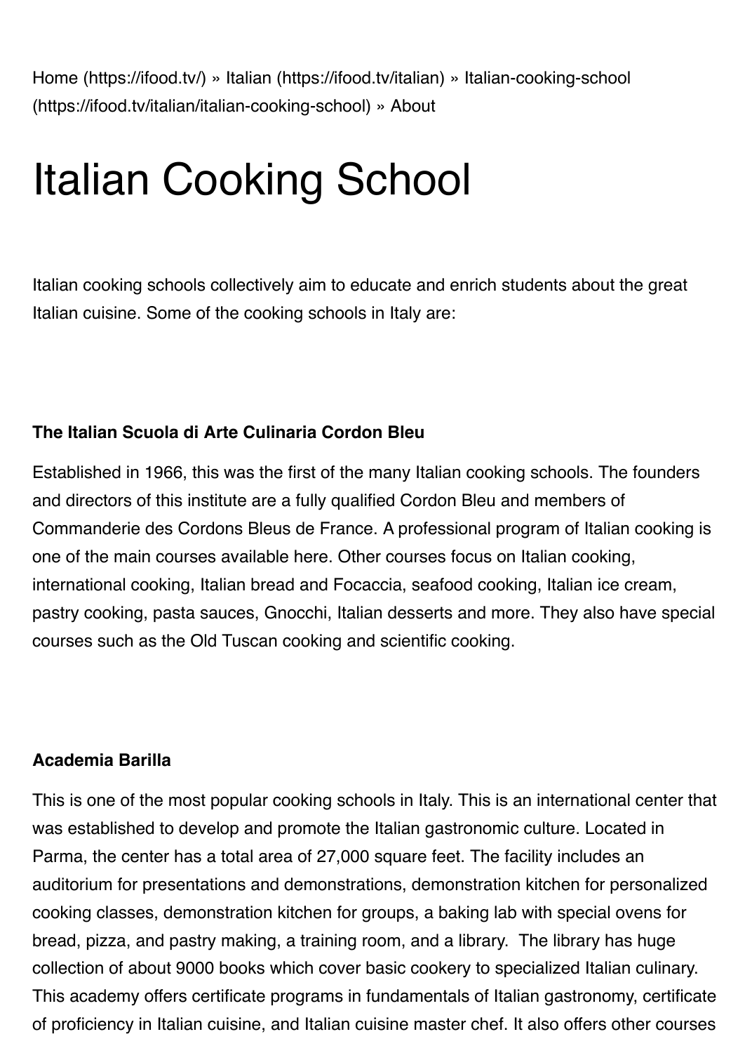Home (https://ifood.tv/) » Italian (https://ifood.tv/italian) » Italian-cooking-school (https://ifood.tv/italian/italian-cooking-school) » About

# Italian Cooking School

Italian cooking schools collectively aim to educate and enrich students about the great Italian cuisine. Some of the cooking schools in Italy are:

**The Italian Scuola di Arte Culinaria Cordon Bleu**

Established in 1966, this was the first of the many Italian cooking schools. The founders and directors of this institute are a fully qualified Cordon Bleu and members of Commanderie des Cordons Bleus de France. A professional program of Italian cooking is one of the main courses available here. Other courses focus on Italian cooking, international cooking, Italian bread and Focaccia, seafood cooking, Italian ice cream, pastry cooking, pasta sauces, Gnocchi, Italian desserts and more. They also have special courses such as the Old Tuscan cooking and scientific cooking.

**Academia Barilla**

This is one of the most popular cooking schools in Italy. This is an international center that was established to develop and promote the Italian gastronomic culture. Located in Parma, the center has a total area of 27,000 square feet. The facility includes an auditorium for presentations and demonstrations, demonstration kitchen for personalized cooking classes, demonstration kitchen for groups, a baking lab with special ovens for bread, pizza, and pastry making, a training room, and a library. The library has huge collection of about 9000 books which cover basic cookery to specialized Italian culinary. This academy offers certificate programs in fundamentals of Italian gastronomy, certificate of proficiency in Italian cuisine, and Italian cuisine master chef. It also offers other courses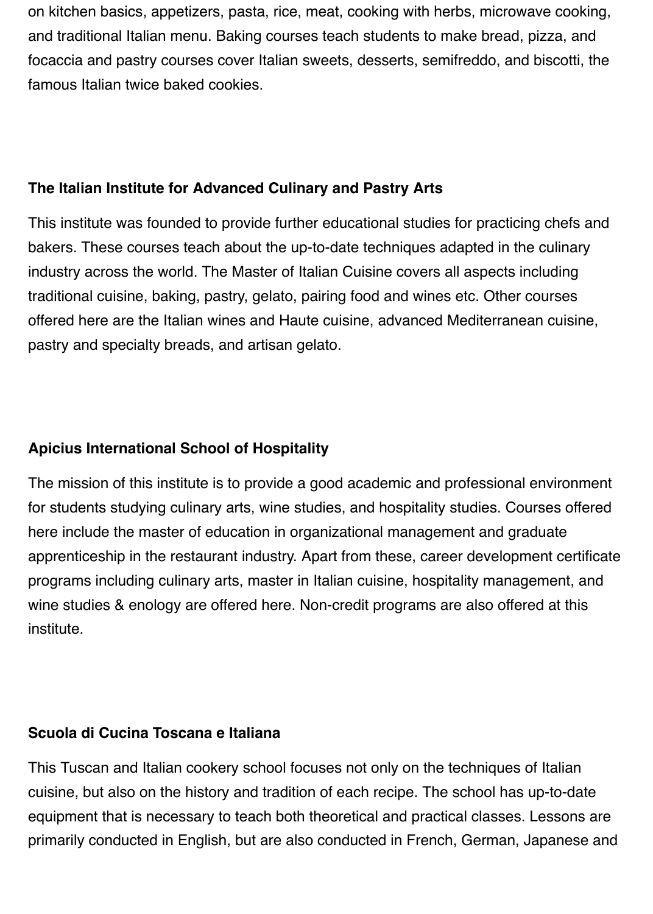on kitchen basics, appetizers, pasta, rice, meat, cooking with herbs, microwave cooking, and traditional Italian menu. Baking courses teach students to make bread, pizza, and focaccia and pastry courses cover Italian sweets, desserts, semifreddo, and biscotti, the famous Italian twice baked cookies.

**The Italian Institute for Advanced Culinary and Pastry Arts**

This institute was founded to provide further educational studies for practicing chefs and bakers. These courses teach about the up-to-date techniques adapted in the culinary industry across the world. The Master of Italian Cuisine covers all aspects including traditional cuisine, baking, pastry, gelato, pairing food and wines etc. Other courses offered here are the Italian wines and Haute cuisine, advanced Mediterranean cuisine, pastry and specialty breads, and artisan gelato.

**Apicius International School of Hospitality**

The mission of this institute is to provide a good academic and professional environment for students studying culinary arts, wine studies, and hospitality studies. Courses offered here include the master of education in organizational management and graduate apprenticeship in the restaurant industry. Apart from these, career development certificate programs including culinary arts, master in Italian cuisine, hospitality management, and wine studies & enology are offered here. Non-credit programs are also offered at this institute.

**Scuola di Cucina Toscana e Italiana**

This Tuscan and Italian cookery school focuses not only on the techniques of Italian cuisine, but also on the history and tradition of each recipe. The school has up-to-date equipment that is necessary to teach both theoretical and practical classes. Lessons are primarily conducted in English, but are also conducted in French, German, Japanese and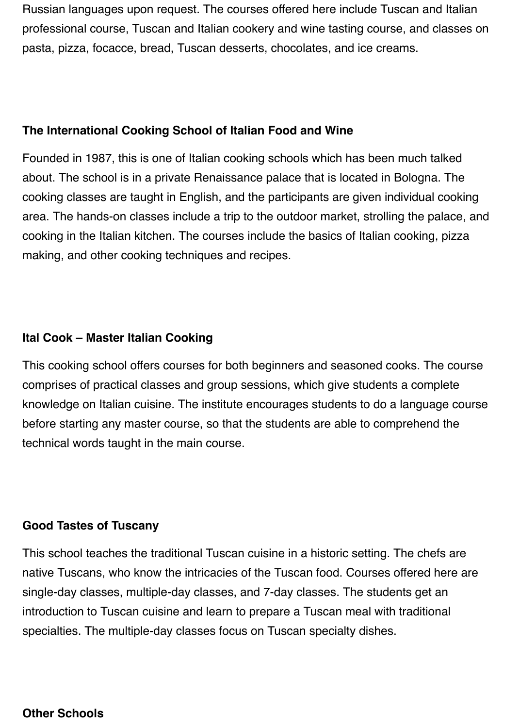Russian languages upon request. The courses offered here include Tuscan and Italian professional course, Tuscan and Italian cookery and wine tasting course, and classes on pasta, pizza, focacce, bread, Tuscan desserts, chocolates, and ice creams.

**The International Cooking School of Italian Food and Wine**

Founded in 1987, this is one of Italian cooking schools which has been much talked about. The school is in a private Renaissance palace that is located in Bologna. The cooking classes are taught in English, and the participants are given individual cooking area. The hands-on classes include a trip to the outdoor market, strolling the palace, and cooking in the Italian kitchen. The courses include the basics of Italian cooking, pizza making, and other cooking techniques and recipes.

**Ital Cook – Master Italian Cooking**

This cooking school offers courses for both beginners and seasoned cooks. The course comprises of practical classes and group sessions, which give students a complete knowledge on Italian cuisine. The institute encourages students to do a language course before starting any master course, so that the students are able to comprehend the technical words taught in the main course.

**Good Tastes of Tuscany**

This school teaches the traditional Tuscan cuisine in a historic setting. The chefs are native Tuscans, who know the intricacies of the Tuscan food. Courses offered here are single-day classes, multiple-day classes, and 7-day classes. The students get an introduction to Tuscan cuisine and learn to prepare a Tuscan meal with traditional specialties. The multiple-day classes focus on Tuscan specialty dishes.

**Other Schools**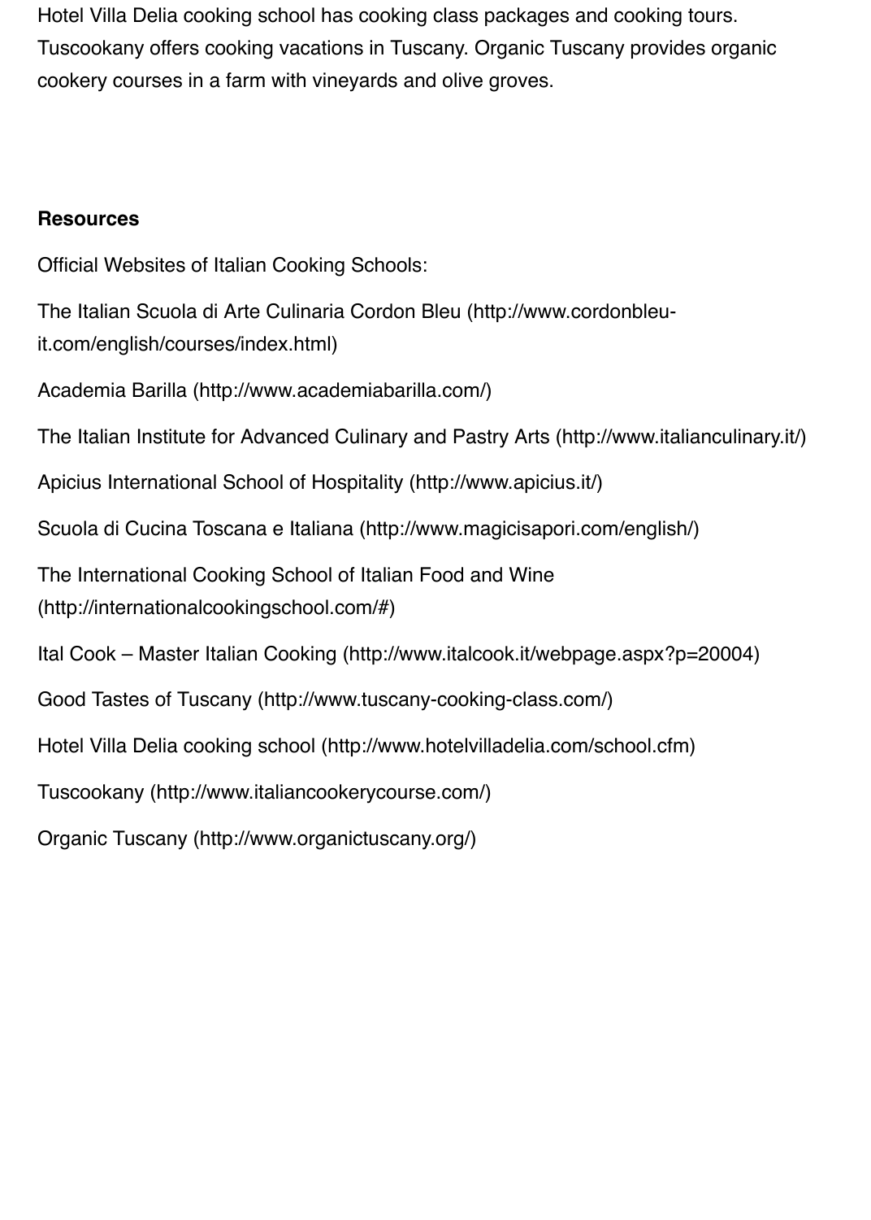Hotel Villa Delia cooking school has cooking class packages and cooking tours. Tuscookany offers cooking vacations in Tuscany. Organic Tuscany provides organic cookery courses in a farm with vineyards and olive groves.

**Resources**

Official Websites of Italian Cooking Schools:

The Italian Scuola di Arte Culinaria Cordon Bleu (http://www.cordonbleu-it.com/english/courses/index.html)

Academia Barilla (http://www.academiabarilla.com/)

The Italian Institute for Advanced Culinary and Pastry Arts (http://www.italianculinary.it/)

Apicius International School of Hospitality (http://www.apicius.it/)

Scuola di Cucina Toscana e Italiana (http://www.magicisapori.com/english/)

The International Cooking School of Italian Food and Wine (http://internationalcookingschool.com/#)

Ital Cook – Master Italian Cooking (http://www.italcook.it/webpage.aspx?p=20004)

Good Tastes of Tuscany (http://www.tuscany-cooking-class.com/)

Hotel Villa Delia cooking school (http://www.hotelvilladelia.com/school.cfm)

Tuscookany (http://www.italiancookerycourse.com/)

Organic Tuscany (http://www.organictuscany.org/)